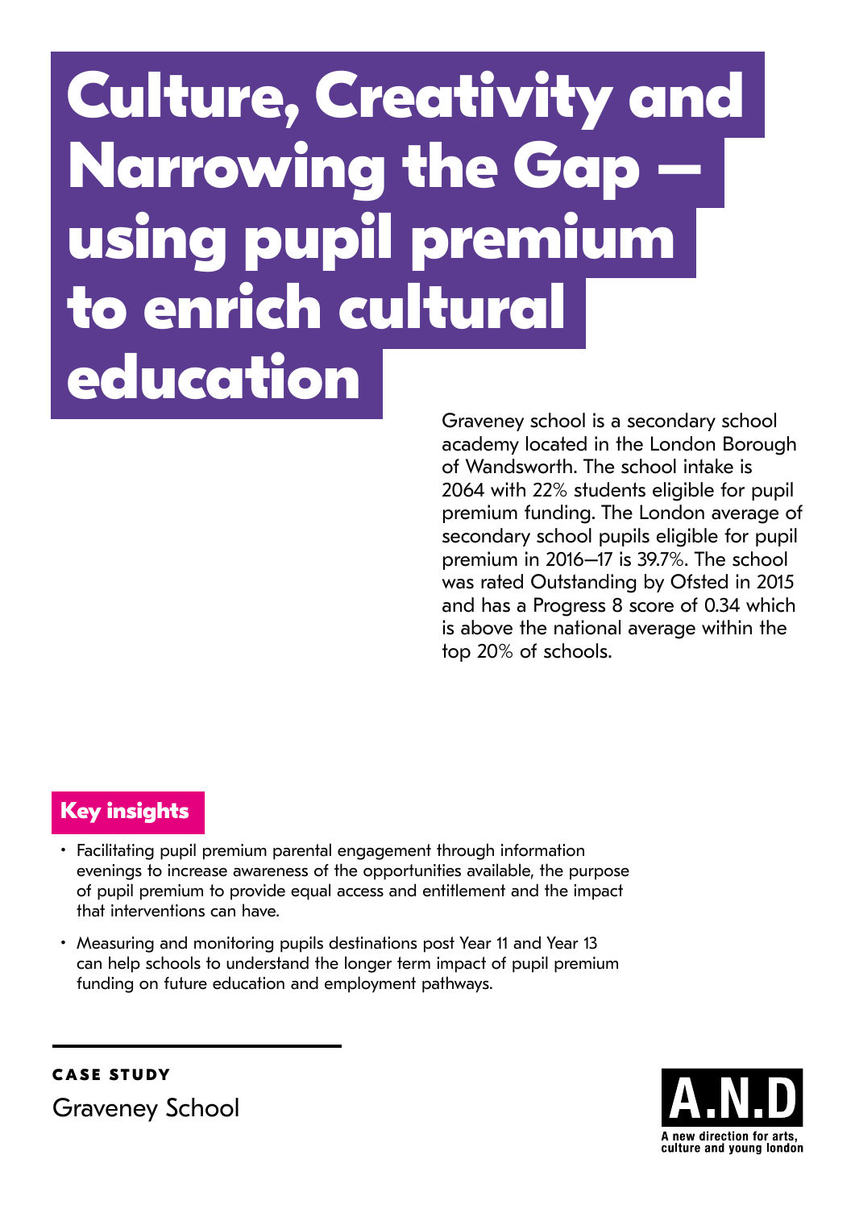# Culture, Creativity and Narrowing the Gap — using pupil premium to enrich cultural education

Graveney school is a secondary school academy located in the London Borough of Wandsworth. The school intake is 2064 with 22% students eligible for pupil premium funding. The London average of secondary school pupils eligible for pupil premium in 2016–17 is 39.7%. The school was rated Outstanding by Ofsted in 2015 and has a Progress 8 score of 0.34 which is above the national average within the top 20% of schools.

## Key insights

- Facilitating pupil premium parental engagement through information evenings to increase awareness of the opportunities available, the purpose of pupil premium to provide equal access and entitlement and the impact that interventions can have.
- Measuring and monitoring pupils destinations post Year 11 and Year 13 can help schools to understand the longer term impact of pupil premium funding on future education and employment pathways.

**CASE STUDY**

Graveney School

A.N.D

A new direction for arts, culture and young london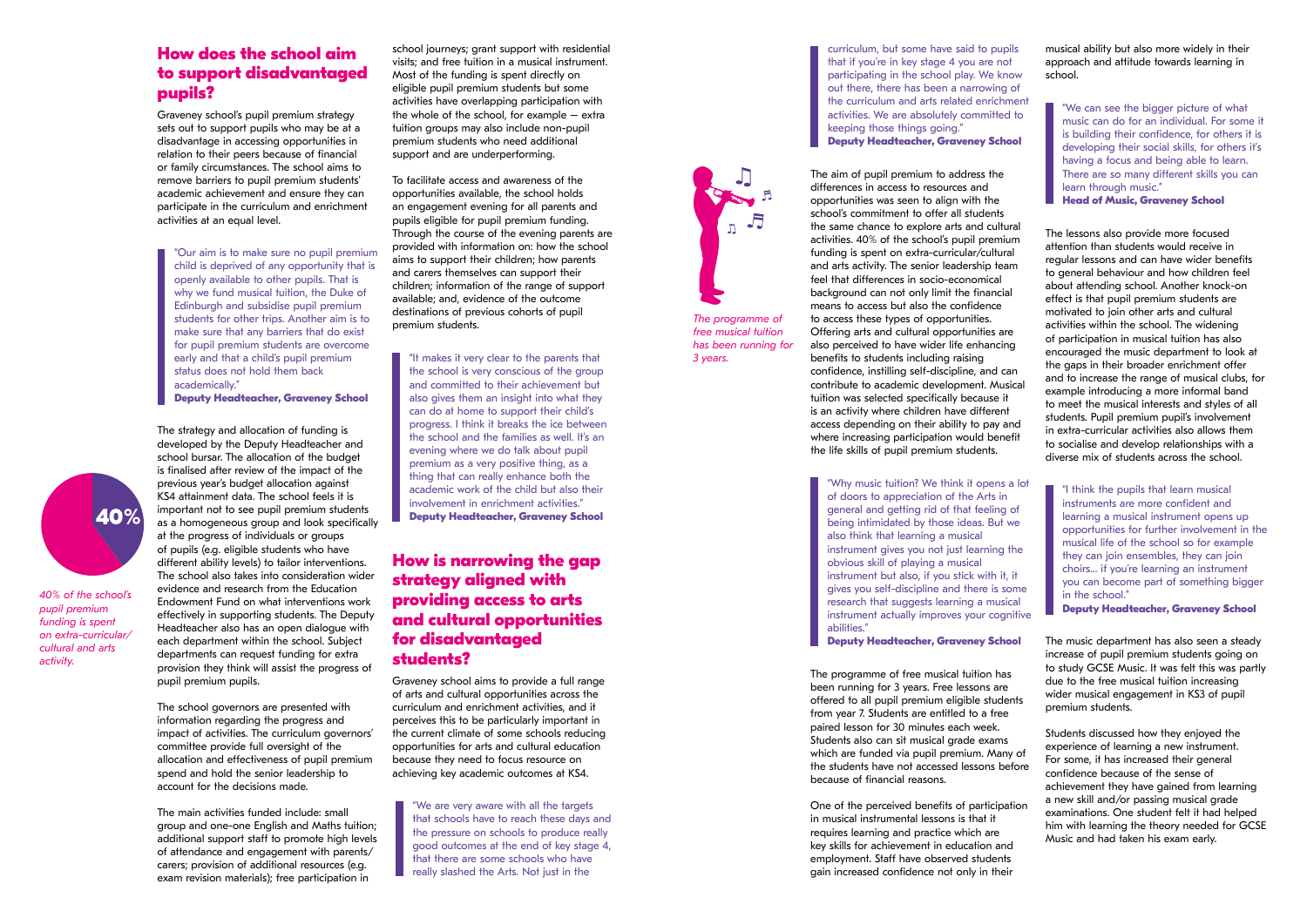## How does the school aim to support disadvantaged pupils?

Graveney school's pupil premium strategy sets out to support pupils who may be at a disadvantage in accessing opportunities in relation to their peers because of financial or family circumstances. The school aims to remove barriers to pupil premium students' academic achievement and ensure they can participate in the curriculum and enrichment activities at an equal level.

> "Our aim is to make sure no pupil premium child is deprived of any opportunity that is openly available to other pupils. That is why we fund musical tuition, the Duke of Edinburgh and subsidise pupil premium students for other trips. Another aim is to make sure that any barriers that do exist for pupil premium students are overcome early and that a child's pupil premium status does not hold them back academically."
> **Deputy Headteacher, Graveney School**

The strategy and allocation of funding is developed by the Deputy Headteacher and school bursar. The allocation of the budget is finalised after review of the impact of the previous year's budget allocation against KS4 attainment data. The school feels it is important not to see pupil premium students as a homogeneous group and look specifically at the progress of individuals or groups of pupils (e.g. eligible students who have different ability levels) to tailor interventions. The school also takes into consideration wider evidence and research from the Education Endowment Fund on what interventions work effectively in supporting students. The Deputy Headteacher also has an open dialogue with each department within the school. Subject departments can request funding for extra provision they think will assist the progress of pupil premium pupils.

40%

*40% of the school's pupil premium funding is spent on extra-curricular/ cultural and arts activity.*

The school governors are presented with information regarding the progress and impact of activities. The curriculum governors' committee provide full oversight of the allocation and effectiveness of pupil premium spend and hold the senior leadership to account for the decisions made.

The main activities funded include: small group and one-one English and Maths tuition; additional support staff to promote high levels of attendance and engagement with parents/ carers; provision of additional resources (e.g. exam revision materials); free participation in school journeys; grant support with residential visits; and free tuition in a musical instrument. Most of the funding is spent directly on eligible pupil premium students but some activities have overlapping participation with the whole of the school, for example – extra tuition groups may also include non-pupil premium students who need additional support and are underperforming.

To facilitate access and awareness of the opportunities available, the school holds an engagement evening for all parents and pupils eligible for pupil premium funding. Through the course of the evening parents are provided with information on: how the school aims to support their children; how parents and carers themselves can support their children; information of the range of support available; and, evidence of the outcome destinations of previous cohorts of pupil premium students.

> "It makes it very clear to the parents that the school is very conscious of the group and committed to their achievement but also gives them an insight into what they can do at home to support their child's progress. I think it breaks the ice between the school and the families as well. It's an evening where we do talk about pupil premium as a very positive thing, as a thing that can really enhance both the academic work of the child but also their involvement in enrichment activities."
> **Deputy Headteacher, Graveney School**

## How is narrowing the gap strategy aligned with providing access to arts and cultural opportunities for disadvantaged students?

Graveney school aims to provide a full range of arts and cultural opportunities across the curriculum and enrichment activities, and it perceives this to be particularly important in the current climate of some schools reducing opportunities for arts and cultural education because they need to focus resource on achieving key academic outcomes at KS4.

> "We are very aware with all the targets that schools have to reach these days and the pressure on schools to produce really good outcomes at the end of key stage 4, that there are some schools who have really slashed the Arts. Not just in the curriculum, but some have said to pupils that if you're in key stage 4 you are not participating in the school play. We know out there, there has been a narrowing of the curriculum and arts related enrichment activities. We are absolutely committed to keeping those things going."
> **Deputy Headteacher, Graveney School**

*The programme of free musical tuition has been running for 3 years.*

The aim of pupil premium to address the differences in access to resources and opportunities was seen to align with the school's commitment to offer all students the same chance to explore arts and cultural activities. 40% of the school's pupil premium funding is spent on extra-curricular/cultural and arts activity. The senior leadership team feel that differences in socio-economical background can not only limit the financial means to access but also the confidence to access these types of opportunities. Offering arts and cultural opportunities are also perceived to have wider life enhancing benefits to students including raising confidence, instilling self-discipline, and can contribute to academic development. Musical tuition was selected specifically because it is an activity where children have different access depending on their ability to pay and where increasing participation would benefit the life skills of pupil premium students.

> "Why music tuition? We think it opens a lot of doors to appreciation of the Arts in general and getting rid of that feeling of being intimidated by those ideas. But we also think that learning a musical instrument gives you not just learning the obvious skill of playing a musical instrument but also, if you stick with it, it gives you self-discipline and there is some research that suggests learning a musical instrument actually improves your cognitive abilities."
> **Deputy Headteacher, Graveney School**

The programme of free musical tuition has been running for 3 years. Free lessons are offered to all pupil premium eligible students from year 7. Students are entitled to a free paired lesson for 30 minutes each week. Students also can sit musical grade exams which are funded via pupil premium. Many of the students have not accessed lessons before because of financial reasons.

One of the perceived benefits of participation in musical instrumental lessons is that it requires learning and practice which are key skills for achievement in education and employment. Staff have observed students gain increased confidence not only in their musical ability but also more widely in their approach and attitude towards learning in school.

> "We can see the bigger picture of what music can do for an individual. For some it is building their confidence, for others it is developing their social skills, for others it's having a focus and being able to learn. There are so many different skills you can learn through music."
> **Head of Music, Graveney School**

The lessons also provide more focused attention than students would receive in regular lessons and can have wider benefits to general behaviour and how children feel about attending school. Another knock-on effect is that pupil premium students are motivated to join other arts and cultural activities within the school. The widening of participation in musical tuition has also encouraged the music department to look at the gaps in their broader enrichment offer and to increase the range of musical clubs, for example introducing a more informal band to meet the musical interests and styles of all students. Pupil premium pupil's involvement in extra-curricular activities also allows them to socialise and develop relationships with a diverse mix of students across the school.

> "I think the pupils that learn musical instruments are more confident and learning a musical instrument opens up opportunities for further involvement in the musical life of the school so for example they can join ensembles, they can join choirs... if you're learning an instrument you can become part of something bigger in the school."
> **Deputy Headteacher, Graveney School**

The music department has also seen a steady increase of pupil premium students going on to study GCSE Music. It was felt this was partly due to the free musical tuition increasing wider musical engagement in KS3 of pupil premium students.

Students discussed how they enjoyed the experience of learning a new instrument. For some, it has increased their general confidence because of the sense of achievement they have gained from learning a new skill and/or passing musical grade examinations. One student felt it had helped him with learning the theory needed for GCSE Music and had taken his exam early.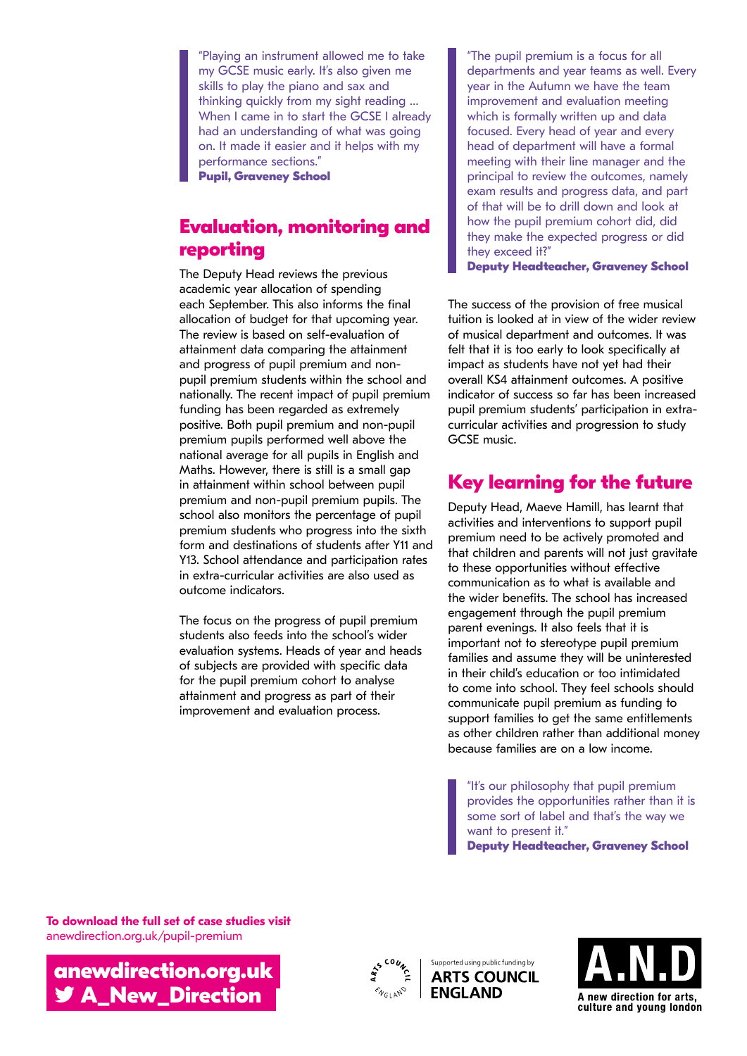"Playing an instrument allowed me to take my GCSE music early. It's also given me skills to play the piano and sax and thinking quickly from my sight reading ... When I came in to start the GCSE I already had an understanding of what was going on. It made it easier and it helps with my performance sections."
**Pupil, Graveney School**

## Evaluation, monitoring and reporting

The Deputy Head reviews the previous academic year allocation of spending each September. This also informs the final allocation of budget for that upcoming year. The review is based on self-evaluation of attainment data comparing the attainment and progress of pupil premium and non-pupil premium students within the school and nationally. The recent impact of pupil premium funding has been regarded as extremely positive. Both pupil premium and non-pupil premium pupils performed well above the national average for all pupils in English and Maths. However, there is still is a small gap in attainment within school between pupil premium and non-pupil premium pupils. The school also monitors the percentage of pupil premium students who progress into the sixth form and destinations of students after Y11 and Y13. School attendance and participation rates in extra-curricular activities are also used as outcome indicators.

The focus on the progress of pupil premium students also feeds into the school's wider evaluation systems. Heads of year and heads of subjects are provided with specific data for the pupil premium cohort to analyse attainment and progress as part of their improvement and evaluation process.

"The pupil premium is a focus for all departments and year teams as well. Every year in the Autumn we have the team improvement and evaluation meeting which is formally written up and data focused. Every head of year and every head of department will have a formal meeting with their line manager and the principal to review the outcomes, namely exam results and progress data, and part of that will be to drill down and look at how the pupil premium cohort did, did they make the expected progress or did they exceed it?"
**Deputy Headteacher, Graveney School**

The success of the provision of free musical tuition is looked at in view of the wider review of musical department and outcomes. It was felt that it is too early to look specifically at impact as students have not yet had their overall KS4 attainment outcomes. A positive indicator of success so far has been increased pupil premium students' participation in extra-curricular activities and progression to study GCSE music.

## Key learning for the future

Deputy Head, Maeve Hamill, has learnt that activities and interventions to support pupil premium need to be actively promoted and that children and parents will not just gravitate to these opportunities without effective communication as to what is available and the wider benefits. The school has increased engagement through the pupil premium parent evenings. It also feels that it is important not to stereotype pupil premium families and assume they will be uninterested in their child's education or too intimidated to come into school. They feel schools should communicate pupil premium as funding to support families to get the same entitlements as other children rather than additional money because families are on a low income.

"It's our philosophy that pupil premium provides the opportunities rather than it is some sort of label and that's the way we want to present it."
**Deputy Headteacher, Graveney School**

**To download the full set of case studies visit**
anewdirection.org.uk/pupil-premium

**anewdirection.org.uk**
**A_New_Direction**

Supported using public funding by
ARTS COUNCIL ENGLAND

A.N.D
A new direction for arts, culture and young london